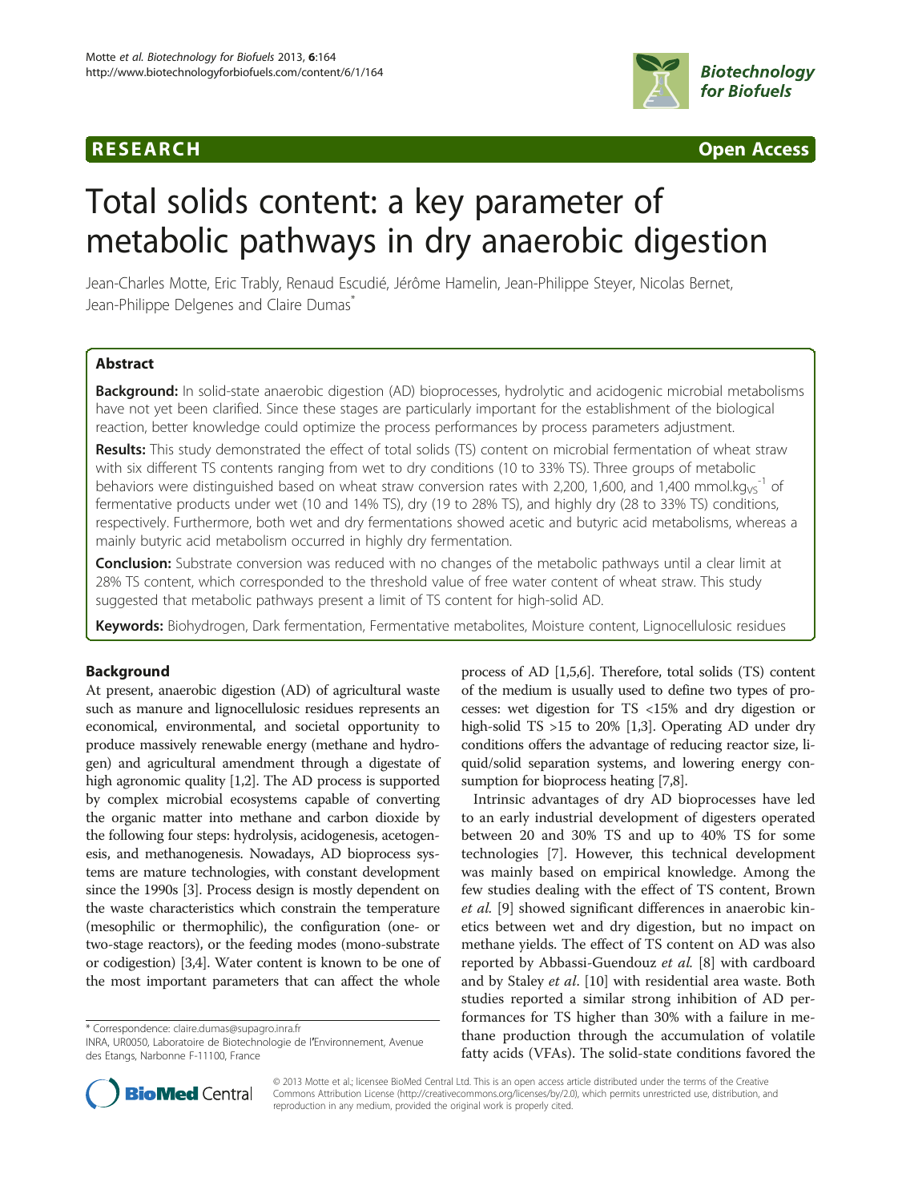RESEARCH Open Access

# Total solids content: a key parameter of metabolic pathways in dry anaerobic digestion

Jean-Charles Motte, Eric Trably, Renaud Escudié, Jérôme Hamelin, Jean-Philippe Steyer, Nicolas Bernet, Jean-Philippe Delgenes and Claire Dumas*

## Abstract

**Background:** In solid-state anaerobic digestion (AD) bioprocesses, hydrolytic and acidogenic microbial metabolisms have not yet been clarified. Since these stages are particularly important for the establishment of the biological reaction, better knowledge could optimize the process performances by process parameters adjustment.

**Results:** This study demonstrated the effect of total solids (TS) content on microbial fermentation of wheat straw with six different TS contents ranging from wet to dry conditions (10 to 33% TS). Three groups of metabolic behaviors were distinguished based on wheat straw conversion rates with 2,200, 1,600, and 1,400 $mmol.kg_{VS}^{-1}$ of fermentative products under wet (10 and 14% TS), dry (19 to 28% TS), and highly dry (28 to 33% TS) conditions, respectively. Furthermore, both wet and dry fermentations showed acetic and butyric acid metabolisms, whereas a mainly butyric acid metabolism occurred in highly dry fermentation.

**Conclusion:** Substrate conversion was reduced with no changes of the metabolic pathways until a clear limit at 28% TS content, which corresponded to the threshold value of free water content of wheat straw. This study suggested that metabolic pathways present a limit of TS content for high-solid AD.

**Keywords:** Biohydrogen, Dark fermentation, Fermentative metabolites, Moisture content, Lignocellulosic residues

## Background

At present, anaerobic digestion (AD) of agricultural waste such as manure and lignocellulosic residues represents an economical, environmental, and societal opportunity to produce massively renewable energy (methane and hydrogen) and agricultural amendment through a digestate of high agronomic quality [1,2]. The AD process is supported by complex microbial ecosystems capable of converting the organic matter into methane and carbon dioxide by the following four steps: hydrolysis, acidogenesis, acetogenesis, and methanogenesis. Nowadays, AD bioprocess systems are mature technologies, with constant development since the 1990s [3]. Process design is mostly dependent on the waste characteristics which constrain the temperature (mesophilic or thermophilic), the configuration (one- or two-stage reactors), or the feeding modes (mono-substrate or codigestion) [3,4]. Water content is known to be one of the most important parameters that can affect the whole process of AD [1,5,6]. Therefore, total solids (TS) content of the medium is usually used to define two types of processes: wet digestion for TS <15% and dry digestion or high-solid TS >15 to 20% [1,3]. Operating AD under dry conditions offers the advantage of reducing reactor size, liquid/solid separation systems, and lowering energy consumption for bioprocess heating [7,8].

Intrinsic advantages of dry AD bioprocesses have led to an early industrial development of digesters operated between 20 and 30% TS and up to 40% TS for some technologies [7]. However, this technical development was mainly based on empirical knowledge. Among the few studies dealing with the effect of TS content, Brown *et al.* [9] showed significant differences in anaerobic kinetics between wet and dry digestion, but no impact on methane yields. The effect of TS content on AD was also reported by Abbassi-Guendouz *et al.* [8] with cardboard and by Staley *et al.* [10] with residential area waste. Both studies reported a similar strong inhibition of AD performances for TS higher than 30% with a failure in methane production through the accumulation of volatile fatty acids (VFAs). The solid-state conditions favored the

* Correspondence: claire.dumas@supagro.inra.fr
INRA, UR0050, Laboratoire de Biotechnologie de l'Environnement, Avenue des Etangs, Narbonne F-11100, France

© 2013 Motte et al.; licensee BioMed Central Ltd. This is an open access article distributed under the terms of the Creative Commons Attribution License (http://creativecommons.org/licenses/by/2.0), which permits unrestricted use, distribution, and reproduction in any medium, provided the original work is properly cited.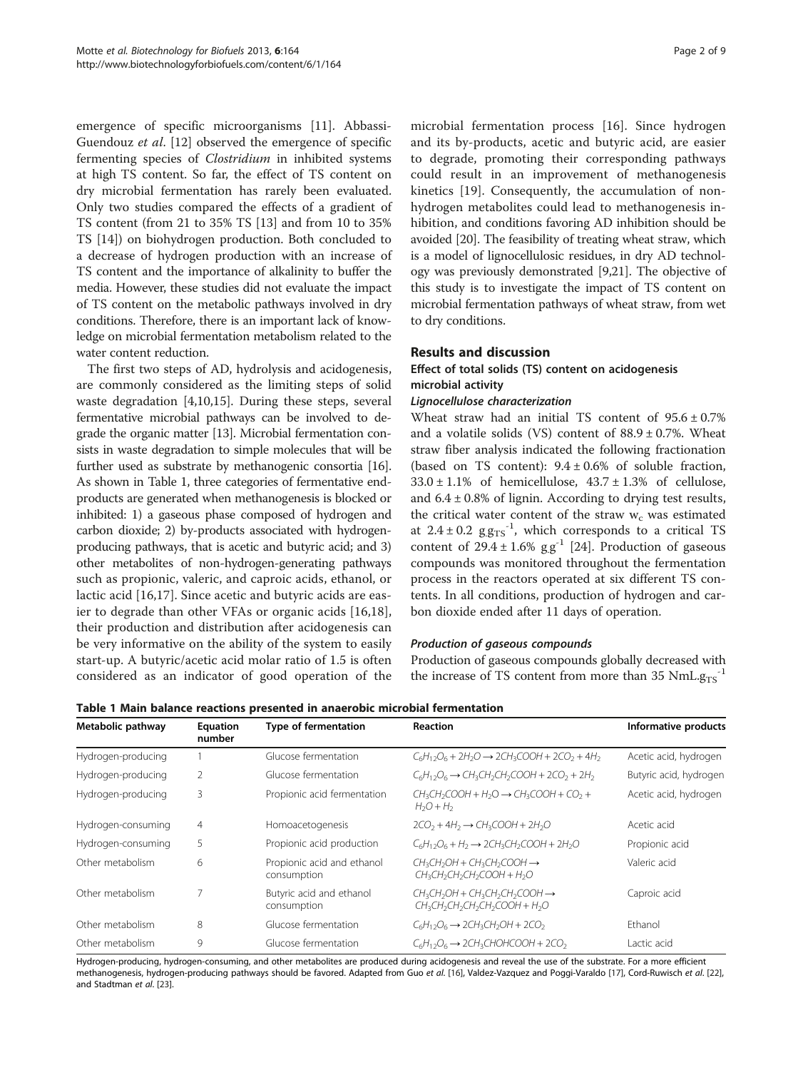emergence of specific microorganisms [11]. Abbassi-Guendouz *et al*. [12] observed the emergence of specific fermenting species of *Clostridium* in inhibited systems at high TS content. So far, the effect of TS content on dry microbial fermentation has rarely been evaluated. Only two studies compared the effects of a gradient of TS content (from 21 to 35% TS [13] and from 10 to 35% TS [14]) on biohydrogen production. Both concluded to a decrease of hydrogen production with an increase of TS content and the importance of alkalinity to buffer the media. However, these studies did not evaluate the impact of TS content on the metabolic pathways involved in dry conditions. Therefore, there is an important lack of knowledge on microbial fermentation metabolism related to the water content reduction.

The first two steps of AD, hydrolysis and acidogenesis, are commonly considered as the limiting steps of solid waste degradation [4,10,15]. During these steps, several fermentative microbial pathways can be involved to degrade the organic matter [13]. Microbial fermentation consists in waste degradation to simple molecules that will be further used as substrate by methanogenic consortia [16]. As shown in Table 1, three categories of fermentative end-products are generated when methanogenesis is blocked or inhibited: 1) a gaseous phase composed of hydrogen and carbon dioxide; 2) by-products associated with hydrogen-producing pathways, that is acetic and butyric acid; and 3) other metabolites of non-hydrogen-generating pathways such as propionic, valeric, and caproic acids, ethanol, or lactic acid [16,17]. Since acetic and butyric acids are easier to degrade than other VFAs or organic acids [16,18], their production and distribution after acidogenesis can be very informative on the ability of the system to easily start-up. A butyric/acetic acid molar ratio of 1.5 is often considered as an indicator of good operation of the microbial fermentation process [16]. Since hydrogen and its by-products, acetic and butyric acid, are easier to degrade, promoting their corresponding pathways could result in an improvement of methanogenesis kinetics [19]. Consequently, the accumulation of non-hydrogen metabolites could lead to methanogenesis inhibition, and conditions favoring AD inhibition should be avoided [20]. The feasibility of treating wheat straw, which is a model of lignocellulosic residues, in dry AD technology was previously demonstrated [9,21]. The objective of this study is to investigate the impact of TS content on microbial fermentation pathways of wheat straw, from wet to dry conditions.

## Results and discussion

### Effect of total solids (TS) content on acidogenesis microbial activity

#### *Lignocellulose characterization*

Wheat straw had an initial TS content of 95.6 ± 0.7% and a volatile solids (VS) content of 88.9 ± 0.7%. Wheat straw fiber analysis indicated the following fractionation (based on TS content): 9.4 ± 0.6% of soluble fraction, 33.0 ± 1.1% of hemicellulose, 43.7 ± 1.3% of cellulose, and 6.4 ± 0.8% of lignin. According to drying test results, the critical water content of the straw $w_c$ was estimated at 2.4 ± 0.2 $g.g_{TS}^{-1}$, which corresponds to a critical TS content of 29.4 ± 1.6% $g.g^{-1}$ [24]. Production of gaseous compounds was monitored throughout the fermentation process in the reactors operated at six different TS contents. In all conditions, production of hydrogen and carbon dioxide ended after 11 days of operation.

#### *Production of gaseous compounds*

Production of gaseous compounds globally decreased with the increase of TS content from more than 35 $NmL.g_{TS}^{-1}$

**Table 1 Main balance reactions presented in anaerobic microbial fermentation**

| Metabolic pathway | Equation number | Type of fermentation | Reaction | Informative products |
|---|---|---|---|---|
| Hydrogen-producing | 1 | Glucose fermentation | $C_6H_{12}O_6 + 2H_2O \rightarrow 2CH_3COOH + 2CO_2 + 4H_2$ | Acetic acid, hydrogen |
| Hydrogen-producing | 2 | Glucose fermentation | $C_6H_{12}O_6 \rightarrow CH_3CH_2CH_2COOH + 2CO_2 + 2H_2$ | Butyric acid, hydrogen |
| Hydrogen-producing | 3 | Propionic acid fermentation | $CH_3CH_2COOH + H_2O \rightarrow CH_3COOH + CO_2 + H_2O + H_2$ | Acetic acid, hydrogen |
| Hydrogen-consuming | 4 | Homoacetogenesis | $2CO_2 + 4H_2 \rightarrow CH_3COOH + 2H_2O$ | Acetic acid |
| Hydrogen-consuming | 5 | Propionic acid production | $C_6H_{12}O_6 + H_2 \rightarrow 2CH_3CH_2COOH + 2H_2O$ | Propionic acid |
| Other metabolism | 6 | Propionic acid and ethanol consumption | $CH_3CH_2OH + CH_3CH_2COOH \rightarrow CH_3CH_2CH_2CH_2COOH + H_2O$ | Valeric acid |
| Other metabolism | 7 | Butyric acid and ethanol consumption | $CH_3CH_2OH + CH_3CH_2CH_2COOH \rightarrow CH_3CH_2CH_2CH_2CH_2COOH + H_2O$ | Caproic acid |
| Other metabolism | 8 | Glucose fermentation | $C_6H_{12}O_6 \rightarrow 2CH_3CH_2OH + 2CO_2$ | Ethanol |
| Other metabolism | 9 | Glucose fermentation | $C_6H_{12}O_6 \rightarrow 2CH_3CHOHCOOH + 2CO_2$ | Lactic acid |

Hydrogen-producing, hydrogen-consuming, and other metabolites are produced during acidogenesis and reveal the use of the substrate. For a more efficient methanogenesis, hydrogen-producing pathways should be favored. Adapted from Guo *et al*. [16], Valdez-Vazquez and Poggi-Varaldo [17], Cord-Ruwisch *et al*. [22], and Stadtman *et al*. [23].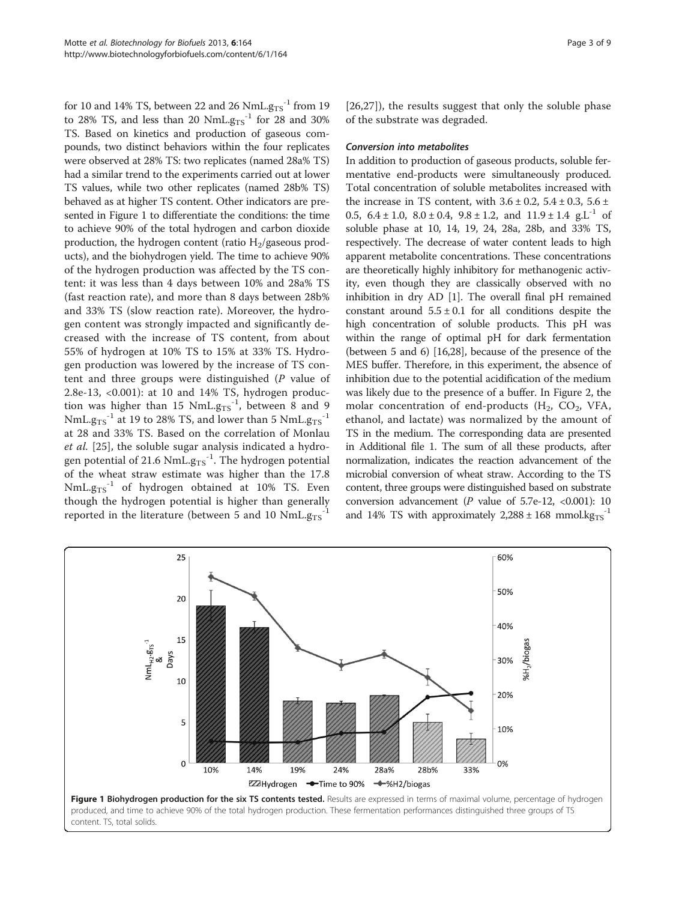for 10 and 14% TS, between 22 and 26 $NmL.g_{TS}^{-1}$ from 19 to 28% TS, and less than 20 $NmL.g_{TS}^{-1}$ for 28 and 30% TS. Based on kinetics and production of gaseous compounds, two distinct behaviors within the four replicates were observed at 28% TS: two replicates (named 28a% TS) had a similar trend to the experiments carried out at lower TS values, while two other replicates (named 28b% TS) behaved as at higher TS content. Other indicators are presented in Figure 1 to differentiate the conditions: the time to achieve 90% of the total hydrogen and carbon dioxide production, the hydrogen content (ratio $H_2$/gaseous products), and the biohydrogen yield. The time to achieve 90% of the hydrogen production was affected by the TS content: it was less than 4 days between 10% and 28a% TS (fast reaction rate), and more than 8 days between 28b% and 33% TS (slow reaction rate). Moreover, the hydrogen content was strongly impacted and significantly decreased with the increase of TS content, from about 55% of hydrogen at 10% TS to 15% at 33% TS. Hydrogen production was lowered by the increase of TS content and three groups were distinguished ($P$ value of 2.8e-13, <0.001): at 10 and 14% TS, hydrogen production was higher than 15 $NmL.g_{TS}^{-1}$, between 8 and 9 $NmL.g_{TS}^{-1}$ at 19 to 28% TS, and lower than 5 $NmL.g_{TS}^{-1}$ at 28 and 33% TS. Based on the correlation of Monlau *et al.* [25], the soluble sugar analysis indicated a hydrogen potential of 21.6 $NmL.g_{TS}^{-1}$. The hydrogen potential of the wheat straw estimate was higher than the 17.8 $NmL.g_{TS}^{-1}$ of hydrogen obtained at 10% TS. Even though the hydrogen potential is higher than generally reported in the literature (between 5 and 10 $NmL.g_{TS}^{-1}$ [26,27]), the results suggest that only the soluble phase of the substrate was degraded.

### Conversion into metabolites

In addition to production of gaseous products, soluble fermentative end-products were simultaneously produced. Total concentration of soluble metabolites increased with the increase in TS content, with 3.6 ± 0.2, 5.4 ± 0.3, 5.6 ± 0.5, 6.4 ± 1.0, 8.0 ± 0.4, 9.8 ± 1.2, and 11.9 ± 1.4 $g.L^{-1}$ of soluble phase at 10, 14, 19, 24, 28a, 28b, and 33% TS, respectively. The decrease of water content leads to high apparent metabolite concentrations. These concentrations are theoretically highly inhibitory for methanogenic activity, even though they are classically observed with no inhibition in dry AD [1]. The overall final pH remained constant around 5.5 ± 0.1 for all conditions despite the high concentration of soluble products. This pH was within the range of optimal pH for dark fermentation (between 5 and 6) [16,28], because of the presence of the MES buffer. Therefore, in this experiment, the absence of inhibition due to the potential acidification of the medium was likely due to the presence of a buffer. In Figure 2, the molar concentration of end-products ($H_2$, $CO_2$, VFA, ethanol, and lactate) was normalized by the amount of TS in the medium. The corresponding data are presented in Additional file 1. The sum of all these products, after normalization, indicates the reaction advancement of the microbial conversion of wheat straw. According to the TS content, three groups were distinguished based on substrate conversion advancement ($P$ value of 5.7e-12, <0.001): 10 and 14% TS with approximately 2,288 ± 168 $mmol.kg_{TS}^{-1}$

$NmL_{H2}.g_{TS}^{-1}$ & Days

%$H_2$/biogas

25
20
15
10
5
0

60%
50%
40%
30%
20%
10%
0%

10%
14%
19%
24%
28a%
28b%
33%

Hydrogen
Time to 90%
%H2/biogas

**Figure 1 Biohydrogen production for the six TS contents tested.** Results are expressed in terms of maximal volume, percentage of hydrogen produced, and time to achieve 90% of the total hydrogen production. These fermentation performances distinguished three groups of TS content. TS, total solids.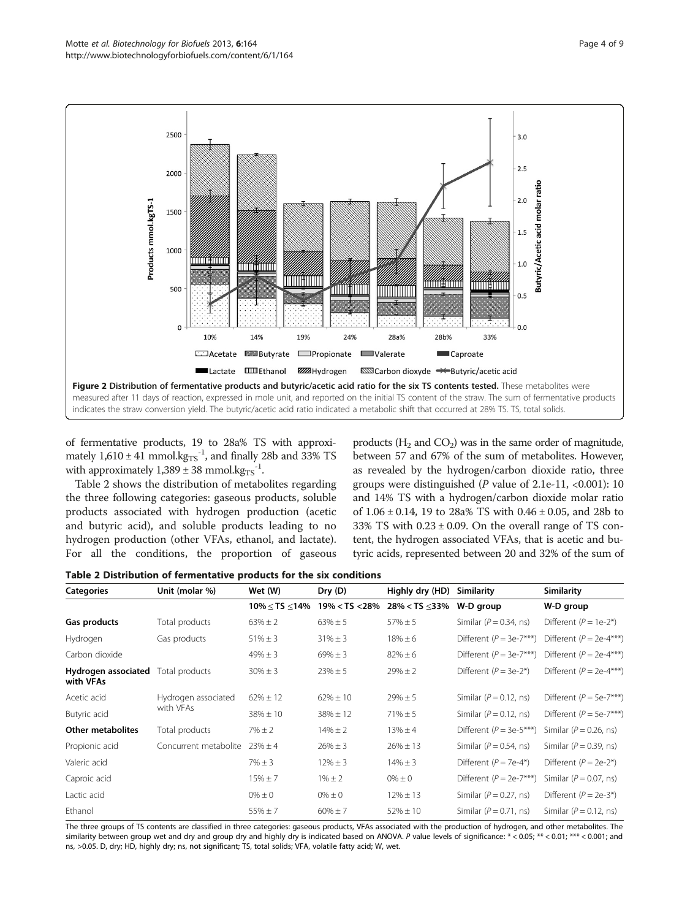2500

2000

1500

1000

500

0

Products mmol.kgTS-1

3.0

2.5

2.0

1.5

1.0

0.5

0.0

Butyric/Acetic acid molar ratio

10% 14% 19% 24% 28a% 28b% 33%

Acetate Butyrate Propionate Valerate Caproate

Lactate Ethanol Hydrogen Carbon dioxide Butyric/acetic acid

**Figure 2 Distribution of fermentative products and butyric/acetic acid ratio for the six TS contents tested.** These metabolites were measured after 11 days of reaction, expressed in mole unit, and reported on the initial TS content of the straw. The sum of fermentative products indicates the straw conversion yield. The butyric/acetic acid ratio indicated a metabolic shift that occurred at 28% TS. TS, total solids.

of fermentative products, 19 to 28a% TS with approximately $1,610 \pm 41$ $mmol.kg_{TS}^{-1}$, and finally 28b and 33% TS with approximately $1,389 \pm 38$ $mmol.kg_{TS}^{-1}$.

Table 2 shows the distribution of metabolites regarding the three following categories: gaseous products, soluble products associated with hydrogen production (acetic and butyric acid), and soluble products leading to no hydrogen production (other VFAs, ethanol, and lactate). For all the conditions, the proportion of gaseous products ($H_2$ and $CO_2$) was in the same order of magnitude, between 57 and 67% of the sum of metabolites. However, as revealed by the hydrogen/carbon dioxide ratio, three groups were distinguished ($P$ value of 2.1e-11, <0.001): 10 and 14% TS with a hydrogen/carbon dioxide molar ratio of $1.06 \pm 0.14$, 19 to 28a% TS with $0.46 \pm 0.05$, and 28b to 33% TS with $0.23 \pm 0.09$. On the overall range of TS content, the hydrogen associated VFAs, that is acetic and butyric acids, represented between 20 and 32% of the sum of

**Table 2 Distribution of fermentative products for the six conditions**

| Categories | Unit (molar %) | Wet (W) | Dry (D) | Highly dry (HD) | Similarity | Similarity |
|---|---|---|---|---|---|---|
| | | $10\% \leq TS \leq 14\%$ | $19\% < TS < 28\%$ | $28\% < TS \leq 33\%$ | W-D group | W-D group |
| **Gas products** | Total products | 63% ± 2 | 63% ± 5 | 57% ± 5 | Similar ($P = 0.34$, ns) | Different ($P = 1e\text{-}2$*) |
| Hydrogen | Gas products | 51% ± 3 | 31% ± 3 | 18% ± 6 | Different ($P = 3e\text{-}7$***) | Different ($P = 2e\text{-}4$***) |
| Carbon dioxide | | 49% ± 3 | 69% ± 3 | 82% ± 6 | Different ($P = 3e\text{-}7$***) | Different ($P = 2e\text{-}4$***) |
| **Hydrogen associated with VFAs** | Total products | 30% ± 3 | 23% ± 5 | 29% ± 2 | Different ($P = 3e\text{-}2$*) | Different ($P = 2e\text{-}4$***) |
| Acetic acid | Hydrogen associated with VFAs | 62% ± 12 | 62% ± 10 | 29% ± 5 | Similar ($P = 0.12$, ns) | Different ($P = 5e\text{-}7$***) |
| Butyric acid | | 38% ± 10 | 38% ± 12 | 71% ± 5 | Similar ($P = 0.12$, ns) | Different ($P = 5e\text{-}7$***) |
| **Other metabolites** | Total products | 7% ± 2 | 14% ± 2 | 13% ± 4 | Different ($P = 3e\text{-}5$***) | Similar ($P = 0.26$, ns) |
| Propionic acid | Concurrent metabolite | 23% ± 4 | 26% ± 3 | 26% ± 13 | Similar ($P = 0.54$, ns) | Similar ($P = 0.39$, ns) |
| Valeric acid | | 7% ± 3 | 12% ± 3 | 14% ± 3 | Different ($P = 7e\text{-}4$*) | Different ($P = 2e\text{-}2$*) |
| Caproic acid | | 15% ± 7 | 1% ± 2 | 0% ± 0 | Different ($P = 2e\text{-}7$***) | Similar ($P = 0.07$, ns) |
| Lactic acid | | 0% ± 0 | 0% ± 0 | 12% ± 13 | Similar ($P = 0.27$, ns) | Different ($P = 2e\text{-}3$*) |
| Ethanol | | 55% ± 7 | 60% ± 7 | 52% ± 10 | Similar ($P = 0.71$, ns) | Similar ($P = 0.12$, ns) |

The three groups of TS contents are classified in three categories: gaseous products, VFAs associated with the production of hydrogen, and other metabolites. The similarity between group wet and dry and group dry and highly dry is indicated based on ANOVA. $P$ value levels of significance: * < 0.05; ** < 0.01; *** < 0.001; and ns, >0.05. D, dry; HD, highly dry; ns, not significant; TS, total solids; VFA, volatile fatty acid; W, wet.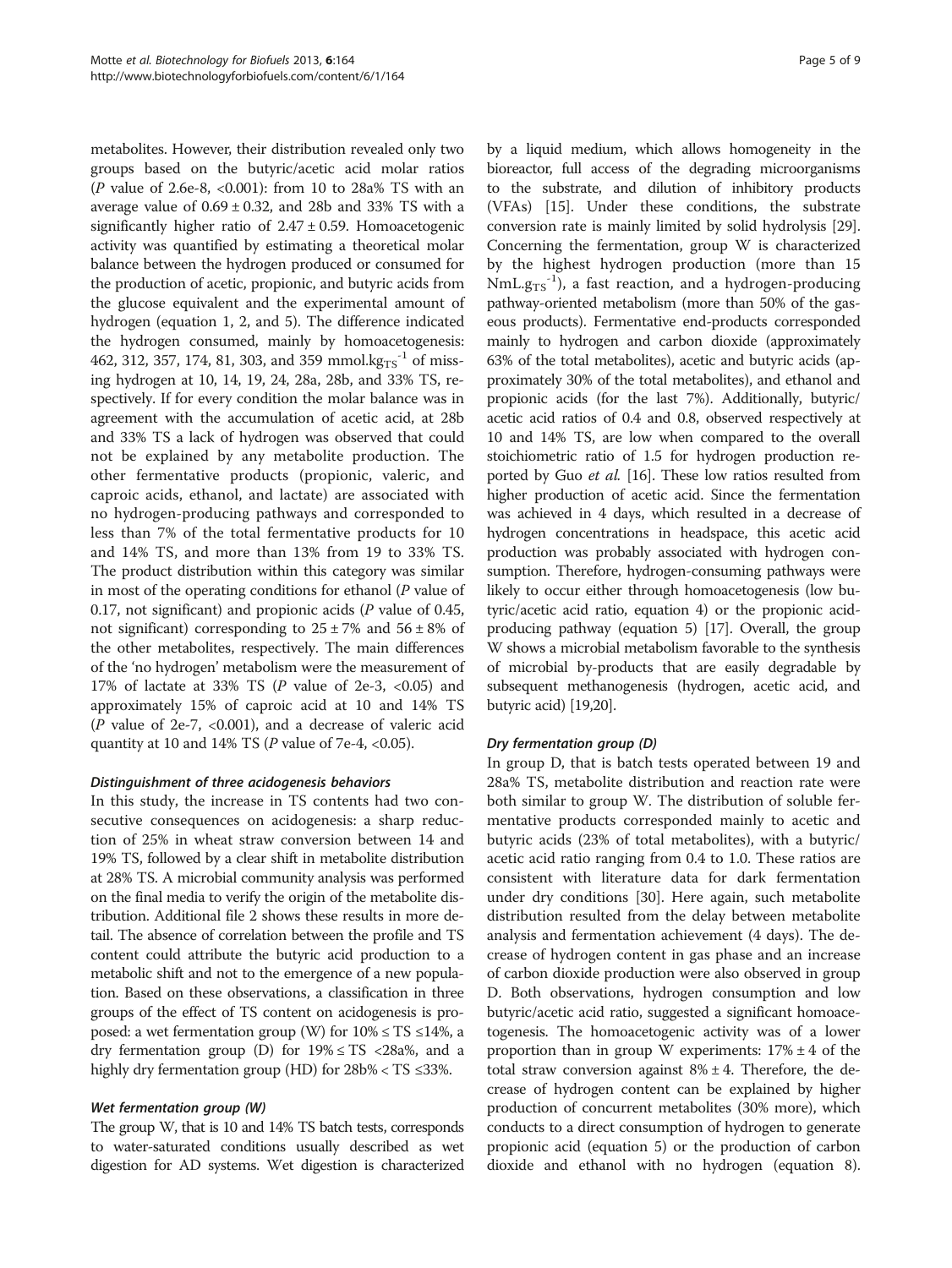metabolites. However, their distribution revealed only two groups based on the butyric/acetic acid molar ratios ($P$ value of 2.6e-8, <0.001): from 10 to 28a% TS with an average value of 0.69 ± 0.32, and 28b and 33% TS with a significantly higher ratio of 2.47 ± 0.59. Homoacetogenic activity was quantified by estimating a theoretical molar balance between the hydrogen produced or consumed for the production of acetic, propionic, and butyric acids from the glucose equivalent and the experimental amount of hydrogen (equation 1, 2, and 5). The difference indicated the hydrogen consumed, mainly by homoacetogenesis: 462, 312, 357, 174, 81, 303, and 359 $mmol.kg_{TS}^{-1}$ of missing hydrogen at 10, 14, 19, 24, 28a, 28b, and 33% TS, respectively. If for every condition the molar balance was in agreement with the accumulation of acetic acid, at 28b and 33% TS a lack of hydrogen was observed that could not be explained by any metabolite production. The other fermentative products (propionic, valeric, and caproic acids, ethanol, and lactate) are associated with no hydrogen-producing pathways and corresponded to less than 7% of the total fermentative products for 10 and 14% TS, and more than 13% from 19 to 33% TS. The product distribution within this category was similar in most of the operating conditions for ethanol ($P$ value of 0.17, not significant) and propionic acids ($P$ value of 0.45, not significant) corresponding to 25 ± 7% and 56 ± 8% of the other metabolites, respectively. The main differences of the 'no hydrogen' metabolism were the measurement of 17% of lactate at 33% TS ($P$ value of 2e-3, <0.05) and approximately 15% of caproic acid at 10 and 14% TS ($P$ value of 2e-7, <0.001), and a decrease of valeric acid quantity at 10 and 14% TS ($P$ value of 7e-4, <0.05).

#### *Distinguishment of three acidogenesis behaviors*

In this study, the increase in TS contents had two consecutive consequences on acidogenesis: a sharp reduction of 25% in wheat straw conversion between 14 and 19% TS, followed by a clear shift in metabolite distribution at 28% TS. A microbial community analysis was performed on the final media to verify the origin of the metabolite distribution. Additional file 2 shows these results in more detail. The absence of correlation between the profile and TS content could attribute the butyric acid production to a metabolic shift and not to the emergence of a new population. Based on these observations, a classification in three groups of the effect of TS content on acidogenesis is proposed: a wet fermentation group (W) for 10% ≤ TS ≤14%, a dry fermentation group (D) for 19% ≤ TS <28a%, and a highly dry fermentation group (HD) for 28b% < TS ≤33%.

#### *Wet fermentation group (W)*

The group W, that is 10 and 14% TS batch tests, corresponds to water-saturated conditions usually described as wet digestion for AD systems. Wet digestion is characterized by a liquid medium, which allows homogeneity in the bioreactor, full access of the degrading microorganisms to the substrate, and dilution of inhibitory products (VFAs) [15]. Under these conditions, the substrate conversion rate is mainly limited by solid hydrolysis [29]. Concerning the fermentation, group W is characterized by the highest hydrogen production (more than 15 $NmL.g_{TS}^{-1}$), a fast reaction, and a hydrogen-producing pathway-oriented metabolism (more than 50% of the gaseous products). Fermentative end-products corresponded mainly to hydrogen and carbon dioxide (approximately 63% of the total metabolites), acetic and butyric acids (approximately 30% of the total metabolites), and ethanol and propionic acids (for the last 7%). Additionally, butyric/acetic acid ratios of 0.4 and 0.8, observed respectively at 10 and 14% TS, are low when compared to the overall stoichiometric ratio of 1.5 for hydrogen production reported by Guo *et al.* [16]. These low ratios resulted from higher production of acetic acid. Since the fermentation was achieved in 4 days, which resulted in a decrease of hydrogen concentrations in headspace, this acetic acid production was probably associated with hydrogen consumption. Therefore, hydrogen-consuming pathways were likely to occur either through homoacetogenesis (low butyric/acetic acid ratio, equation 4) or the propionic acid-producing pathway (equation 5) [17]. Overall, the group W shows a microbial metabolism favorable to the synthesis of microbial by-products that are easily degradable by subsequent methanogenesis (hydrogen, acetic acid, and butyric acid) [19,20].

#### *Dry fermentation group (D)*

In group D, that is batch tests operated between 19 and 28a% TS, metabolite distribution and reaction rate were both similar to group W. The distribution of soluble fermentative products corresponded mainly to acetic and butyric acids (23% of total metabolites), with a butyric/acetic acid ratio ranging from 0.4 to 1.0. These ratios are consistent with literature data for dark fermentation under dry conditions [30]. Here again, such metabolite distribution resulted from the delay between metabolite analysis and fermentation achievement (4 days). The decrease of hydrogen content in gas phase and an increase of carbon dioxide production were also observed in group D. Both observations, hydrogen consumption and low butyric/acetic acid ratio, suggested a significant homoacetogenesis. The homoacetogenic activity was of a lower proportion than in group W experiments: 17% ± 4 of the total straw conversion against 8% ± 4. Therefore, the decrease of hydrogen content can be explained by higher production of concurrent metabolites (30% more), which conducts to a direct consumption of hydrogen to generate propionic acid (equation 5) or the production of carbon dioxide and ethanol with no hydrogen (equation 8).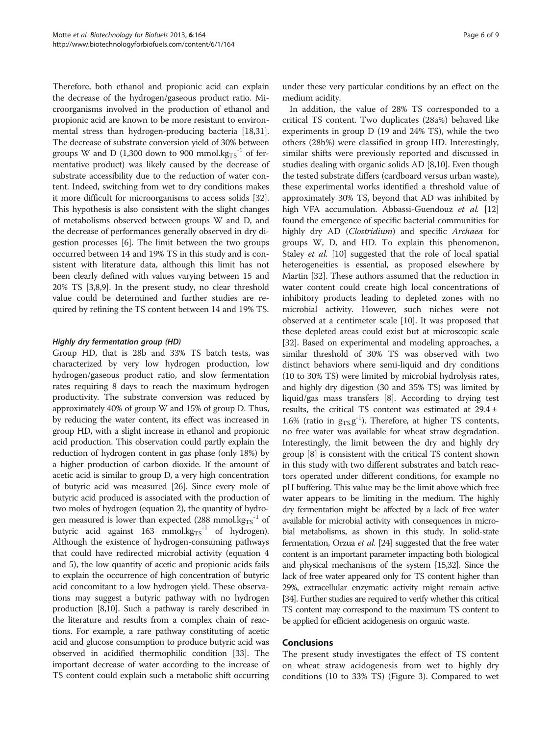Therefore, both ethanol and propionic acid can explain the decrease of the hydrogen/gaseous product ratio. Microorganisms involved in the production of ethanol and propionic acid are known to be more resistant to environmental stress than hydrogen-producing bacteria [18,31]. The decrease of substrate conversion yield of 30% between groups W and D (1,300 down to 900 $mmol.kg_{TS}^{-1}$ of fermentative product) was likely caused by the decrease of substrate accessibility due to the reduction of water content. Indeed, switching from wet to dry conditions makes it more difficult for microorganisms to access solids [32]. This hypothesis is also consistent with the slight changes of metabolisms observed between groups W and D, and the decrease of performances generally observed in dry digestion processes [6]. The limit between the two groups occurred between 14 and 19% TS in this study and is consistent with literature data, although this limit has not been clearly defined with values varying between 15 and 20% TS [3,8,9]. In the present study, no clear threshold value could be determined and further studies are required by refining the TS content between 14 and 19% TS.

#### *Highly dry fermentation group (HD)*

Group HD, that is 28b and 33% TS batch tests, was characterized by very low hydrogen production, low hydrogen/gaseous product ratio, and slow fermentation rates requiring 8 days to reach the maximum hydrogen productivity. The substrate conversion was reduced by approximately 40% of group W and 15% of group D. Thus, by reducing the water content, its effect was increased in group HD, with a slight increase in ethanol and propionic acid production. This observation could partly explain the reduction of hydrogen content in gas phase (only 18%) by a higher production of carbon dioxide. If the amount of acetic acid is similar to group D, a very high concentration of butyric acid was measured [26]. Since every mole of butyric acid produced is associated with the production of two moles of hydrogen (equation 2), the quantity of hydrogen measured is lower than expected (288 $mmol.kg_{TS}^{-1}$ of butyric acid against 163 $mmol.kg_{TS}^{-1}$ of hydrogen). Although the existence of hydrogen-consuming pathways that could have redirected microbial activity (equation 4 and 5), the low quantity of acetic and propionic acids fails to explain the occurrence of high concentration of butyric acid concomitant to a low hydrogen yield. These observations may suggest a butyric pathway with no hydrogen production [8,10]. Such a pathway is rarely described in the literature and results from a complex chain of reactions. For example, a rare pathway constituting of acetic acid and glucose consumption to produce butyric acid was observed in acidified thermophilic condition [33]. The important decrease of water according to the increase of TS content could explain such a metabolic shift occurring under these very particular conditions by an effect on the medium acidity.

In addition, the value of 28% TS corresponded to a critical TS content. Two duplicates (28a%) behaved like experiments in group D (19 and 24% TS), while the two others (28b%) were classified in group HD. Interestingly, similar shifts were previously reported and discussed in studies dealing with organic solids AD [8,10]. Even though the tested substrate differs (cardboard versus urban waste), these experimental works identified a threshold value of approximately 30% TS, beyond that AD was inhibited by high VFA accumulation. Abbassi-Guendouz *et al.* [12] found the emergence of specific bacterial communities for highly dry AD (*Clostridium*) and specific *Archaea* for groups W, D, and HD. To explain this phenomenon, Staley *et al.* [10] suggested that the role of local spatial heterogeneities is essential, as proposed elsewhere by Martin [32]. These authors assumed that the reduction in water content could create high local concentrations of inhibitory products leading to depleted zones with no microbial activity. However, such niches were not observed at a centimeter scale [10]. It was proposed that these depleted areas could exist but at microscopic scale [32]. Based on experimental and modeling approaches, a similar threshold of 30% TS was observed with two distinct behaviors where semi-liquid and dry conditions (10 to 30% TS) were limited by microbial hydrolysis rates, and highly dry digestion (30 and 35% TS) was limited by liquid/gas mass transfers [8]. According to drying test results, the critical TS content was estimated at 29.4 ± 1.6% (ratio in $g_{TS}.g^{-1}$). Therefore, at higher TS contents, no free water was available for wheat straw degradation. Interestingly, the limit between the dry and highly dry group [8] is consistent with the critical TS content shown in this study with two different substrates and batch reactors operated under different conditions, for example no pH buffering. This value may be the limit above which free water appears to be limiting in the medium. The highly dry fermentation might be affected by a lack of free water available for microbial activity with consequences in microbial metabolisms, as shown in this study. In solid-state fermentation, Orzua *et al.* [24] suggested that the free water content is an important parameter impacting both biological and physical mechanisms of the system [15,32]. Since the lack of free water appeared only for TS content higher than 29%, extracellular enzymatic activity might remain active [34]. Further studies are required to verify whether this critical TS content may correspond to the maximum TS content to be applied for efficient acidogenesis on organic waste.

## Conclusions

The present study investigates the effect of TS content on wheat straw acidogenesis from wet to highly dry conditions (10 to 33% TS) (Figure 3). Compared to wet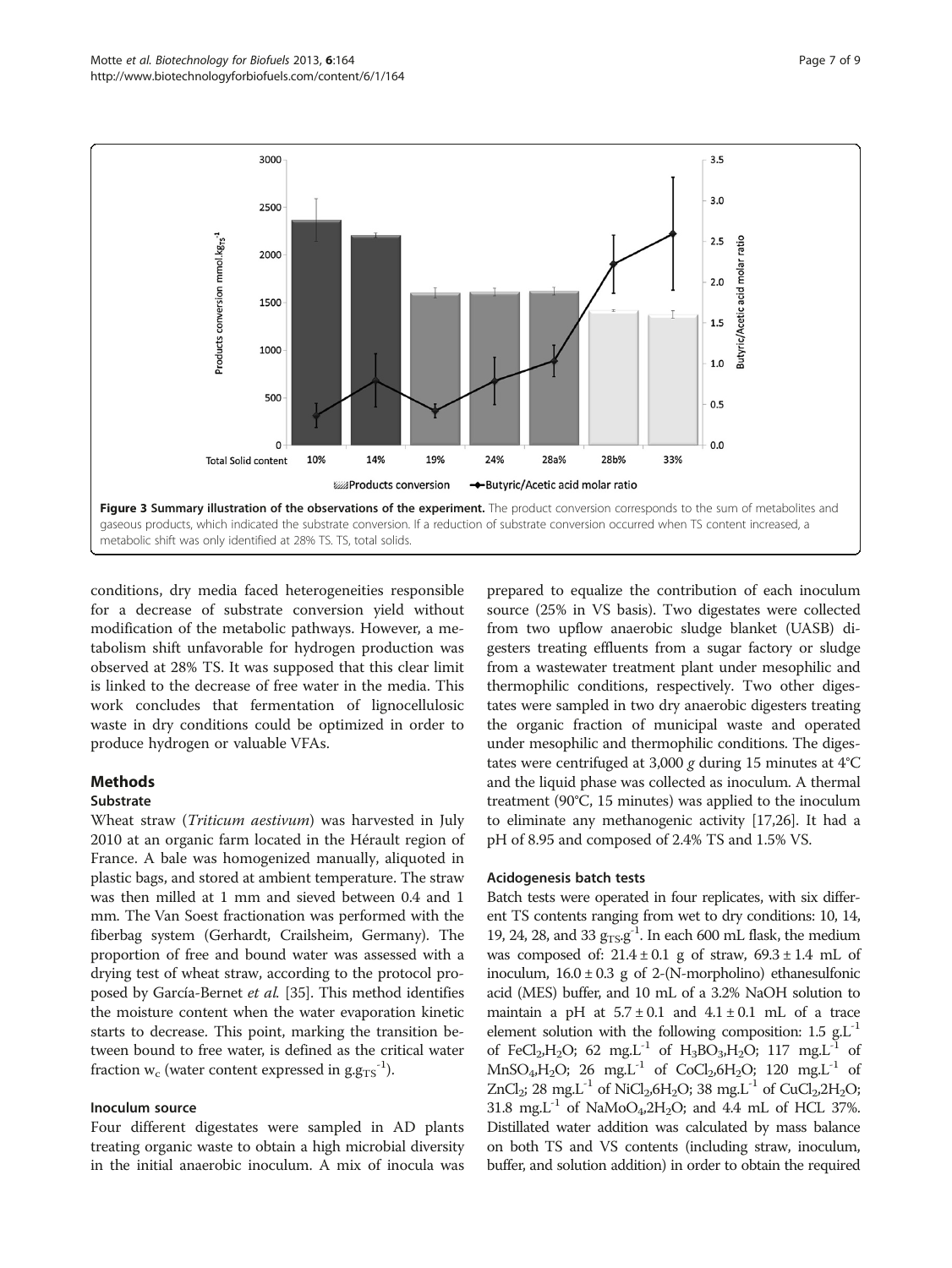3000
2500
2000
1500
1000
500
0

Products conversion mmol.kg$_{TS}^{-1}$

3.5
3.0
2.5
2.0
1.5
1.0
0.5
0.0

Butyric/Acetic acid molar ratio

Total Solid content 10% 14% 19% 24% 28a% 28b% 33%

Products conversion — Butyric/Acetic acid molar ratio

**Figure 3 Summary illustration of the observations of the experiment.** The product conversion corresponds to the sum of metabolites and gaseous products, which indicated the substrate conversion. If a reduction of substrate conversion occurred when TS content increased, a metabolic shift was only identified at 28% TS. TS, total solids.

conditions, dry media faced heterogeneities responsible for a decrease of substrate conversion yield without modification of the metabolic pathways. However, a metabolism shift unfavorable for hydrogen production was observed at 28% TS. It was supposed that this clear limit is linked to the decrease of free water in the media. This work concludes that fermentation of lignocellulosic waste in dry conditions could be optimized in order to produce hydrogen or valuable VFAs.

## Methods

### Substrate

Wheat straw (*Triticum aestivum*) was harvested in July 2010 at an organic farm located in the Hérault region of France. A bale was homogenized manually, aliquoted in plastic bags, and stored at ambient temperature. The straw was then milled at 1 mm and sieved between 0.4 and 1 mm. The Van Soest fractionation was performed with the fiberbag system (Gerhardt, Crailsheim, Germany). The proportion of free and bound water was assessed with a drying test of wheat straw, according to the protocol proposed by García-Bernet *et al.* [35]. This method identifies the moisture content when the water evaporation kinetic starts to decrease. This point, marking the transition between bound to free water, is defined as the critical water fraction $w_c$ (water content expressed in g.g$_{TS}^{-1}$).

### Inoculum source

Four different digestates were sampled in AD plants treating organic waste to obtain a high microbial diversity in the initial anaerobic inoculum. A mix of inocula was prepared to equalize the contribution of each inoculum source (25% in VS basis). Two digestates were collected from two upflow anaerobic sludge blanket (UASB) digesters treating effluents from a sugar factory or sludge from a wastewater treatment plant under mesophilic and thermophilic conditions, respectively. Two other digestates were sampled in two dry anaerobic digesters treating the organic fraction of municipal waste and operated under mesophilic and thermophilic conditions. The digestates were centrifuged at 3,000 *g* during 15 minutes at 4°C and the liquid phase was collected as inoculum. A thermal treatment (90°C, 15 minutes) was applied to the inoculum to eliminate any methanogenic activity [17,26]. It had a pH of 8.95 and composed of 2.4% TS and 1.5% VS.

### Acidogenesis batch tests

Batch tests were operated in four replicates, with six different TS contents ranging from wet to dry conditions: 10, 14, 19, 24, 28, and 33 g$_{TS}$.g$^{-1}$. In each 600 mL flask, the medium was composed of: $21.4 \pm 0.1$ g of straw, $69.3 \pm 1.4$ mL of inoculum, $16.0 \pm 0.3$ g of 2-(N-morpholino) ethanesulfonic acid (MES) buffer, and 10 mL of a 3.2% NaOH solution to maintain a pH at $5.7 \pm 0.1$ and $4.1 \pm 0.1$ mL of a trace element solution with the following composition: 1.5 g.L$^{-1}$ of $FeCl_2,H_2O$; 62 mg.L$^{-1}$ of $H_3BO_3,H_2O$; 117 mg.L$^{-1}$ of $MnSO_4,H_2O$; 26 mg.L$^{-1}$ of $CoCl_2,6H_2O$; 120 mg.L$^{-1}$ of $ZnCl_2$; 28 mg.L$^{-1}$ of $NiCl_2,6H_2O$; 38 mg.L$^{-1}$ of $CuCl_2,2H_2O$; 31.8 mg.L$^{-1}$ of $NaMoO_4,2H_2O$; and 4.4 mL of HCL 37%. Distilled water addition was calculated by mass balance on both TS and VS contents (including straw, inoculum, buffer, and solution addition) in order to obtain the required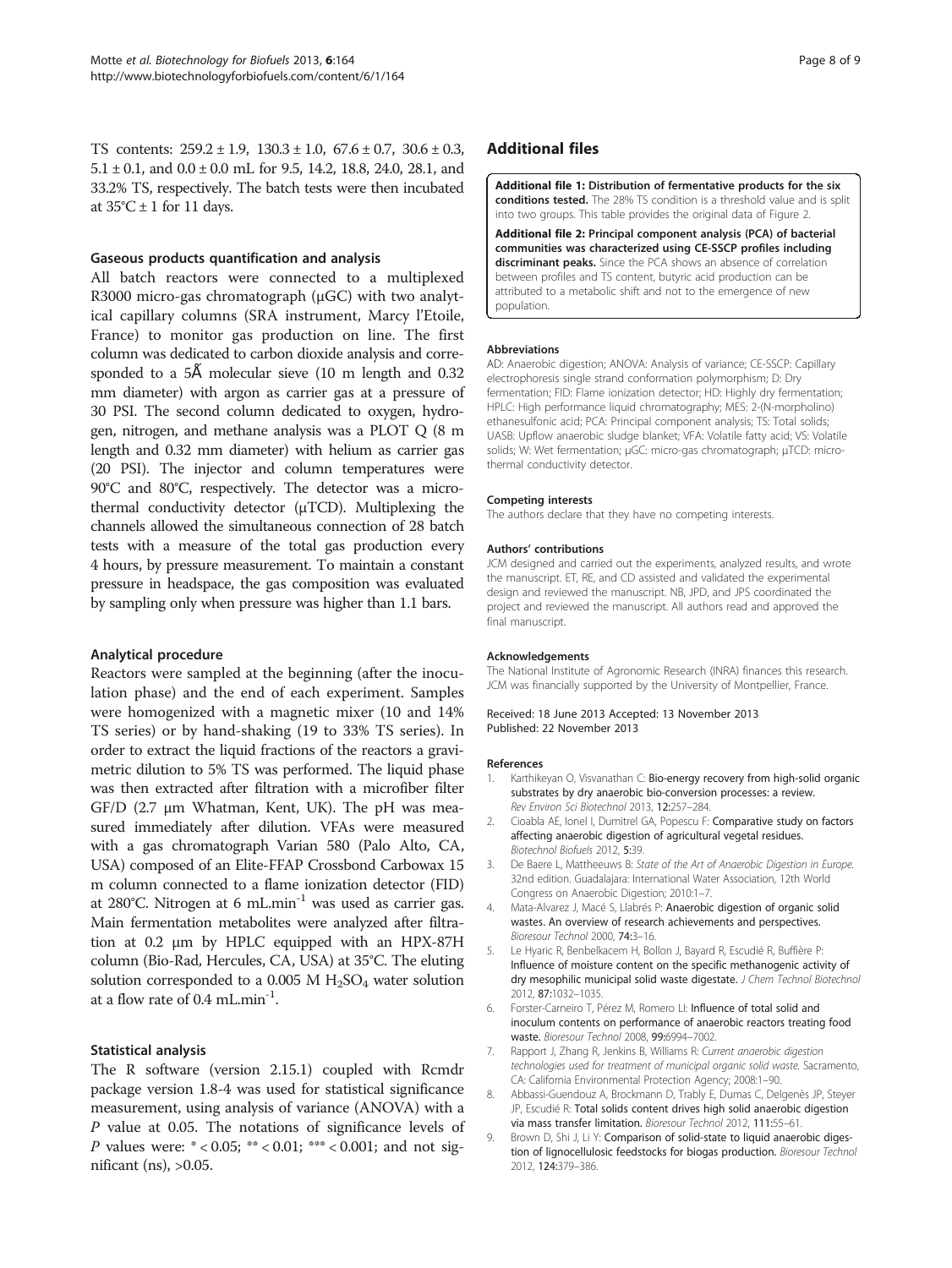TS contents: 259.2 ± 1.9, 130.3 ± 1.0, 67.6 ± 0.7, 30.6 ± 0.3, 5.1 ± 0.1, and 0.0 ± 0.0 mL for 9.5, 14.2, 18.8, 24.0, 28.1, and 33.2% TS, respectively. The batch tests were then incubated at 35°C ± 1 for 11 days.

### Gaseous products quantification and analysis

All batch reactors were connected to a multiplexed R3000 micro-gas chromatograph (μGC) with two analytical capillary columns (SRA instrument, Marcy l'Etoile, France) to monitor gas production on line. The first column was dedicated to carbon dioxide analysis and corresponded to a 5Å molecular sieve (10 m length and 0.32 mm diameter) with argon as carrier gas at a pressure of 30 PSI. The second column dedicated to oxygen, hydrogen, nitrogen, and methane analysis was a PLOT Q (8 m length and 0.32 mm diameter) with helium as carrier gas (20 PSI). The injector and column temperatures were 90°C and 80°C, respectively. The detector was a micro-thermal conductivity detector (μTCD). Multiplexing the channels allowed the simultaneous connection of 28 batch tests with a measure of the total gas production every 4 hours, by pressure measurement. To maintain a constant pressure in headspace, the gas composition was evaluated by sampling only when pressure was higher than 1.1 bars.

### Analytical procedure

Reactors were sampled at the beginning (after the inoculation phase) and the end of each experiment. Samples were homogenized with a magnetic mixer (10 and 14% TS series) or by hand-shaking (19 to 33% TS series). In order to extract the liquid fractions of the reactors a gravimetric dilution to 5% TS was performed. The liquid phase was then extracted after filtration with a microfiber filter GF/D (2.7 μm Whatman, Kent, UK). The pH was measured immediately after dilution. VFAs were measured with a gas chromatograph Varian 580 (Palo Alto, CA, USA) composed of an Elite-FFAP Crossbond Carbowax 15 m column connected to a flame ionization detector (FID) at 280°C. Nitrogen at 6 $mL.min^{-1}$ was used as carrier gas. Main fermentation metabolites were analyzed after filtration at 0.2 μm by HPLC equipped with an HPX-87H column (Bio-Rad, Hercules, CA, USA) at 35°C. The eluting solution corresponded to a 0.005 M $H_2SO_4$ water solution at a flow rate of 0.4 $mL.min^{-1}$.

### Statistical analysis

The R software (version 2.15.1) coupled with Rcmdr package version 1.8-4 was used for statistical significance measurement, using analysis of variance (ANOVA) with a *P* value at 0.05. The notations of significance levels of *P* values were: * < 0.05; ** < 0.01; *** < 0.001; and not significant (ns), >0.05.

## Additional files

**Additional file 1: Distribution of fermentative products for the six conditions tested.** The 28% TS condition is a threshold value and is split into two groups. This table provides the original data of Figure 2.

**Additional file 2: Principal component analysis (PCA) of bacterial communities was characterized using CE-SSCP profiles including discriminant peaks.** Since the PCA shows an absence of correlation between profiles and TS content, butyric acid production can be attributed to a metabolic shift and not to the emergence of new population.

#### Abbreviations

AD: Anaerobic digestion; ANOVA: Analysis of variance; CE-SSCP: Capillary electrophoresis single strand conformation polymorphism; D: Dry fermentation; FID: Flame ionization detector; HD: Highly dry fermentation; HPLC: High performance liquid chromatography; MES: 2-(N-morpholino) ethanesulfonic acid; PCA: Principal component analysis; TS: Total solids; UASB: Upflow anaerobic sludge blanket; VFA: Volatile fatty acid; VS: Volatile solids; W: Wet fermentation; μGC: micro-gas chromatograph; μTCD: micro-thermal conductivity detector.

#### Competing interests

The authors declare that they have no competing interests.

#### Authors' contributions

JCM designed and carried out the experiments, analyzed results, and wrote the manuscript. ET, RE, and CD assisted and validated the experimental design and reviewed the manuscript. NB, JPD, and JPS coordinated the project and reviewed the manuscript. All authors read and approved the final manuscript.

#### Acknowledgements

The National Institute of Agronomic Research (INRA) finances this research. JCM was financially supported by the University of Montpellier, France.

Received: 18 June 2013 Accepted: 13 November 2013
Published: 22 November 2013

#### References

1. Karthikeyan O, Visvanathan C: **Bio-energy recovery from high-solid organic substrates by dry anaerobic bio-conversion processes: a review.** *Rev Environ Sci Biotechnol* 2013, **12:**257–284.
2. Cioabla AE, Ionel I, Dumitrel GA, Popescu F: **Comparative study on factors affecting anaerobic digestion of agricultural vegetal residues.** *Biotechnol Biofuels* 2012, **5:**39.
3. De Baere L, Mattheeuws B: *State of the Art of Anaerobic Digestion in Europe.* 32nd edition. Guadalajara: International Water Association, 12th World Congress on Anaerobic Digestion; 2010:1–7.
4. Mata-Alvarez J, Macé S, Llabrés P: **Anaerobic digestion of organic solid wastes. An overview of research achievements and perspectives.** *Bioresour Technol* 2000, **74:**3–16.
5. Le Hyaric R, Benbelkacem H, Bollon J, Bayard R, Escudié R, Buffière P: **Influence of moisture content on the specific methanogenic activity of dry mesophilic municipal solid waste digestate.** *J Chem Technol Biotechnol* 2012, **87:**1032–1035.
6. Forster-Carneiro T, Pérez M, Romero LI: **Influence of total solid and inoculum contents on performance of anaerobic reactors treating food waste.** *Bioresour Technol* 2008, **99:**6994–7002.
7. Rapport J, Zhang R, Jenkins B, Williams R: *Current anaerobic digestion technologies used for treatment of municipal organic solid waste.* Sacramento, CA: California Environmental Protection Agency; 2008:1–90.
8. Abbassi-Guendouz A, Brockmann D, Trably E, Dumas C, Delgenès JP, Steyer JP, Escudié R: **Total solids content drives high solid anaerobic digestion via mass transfer limitation.** *Bioresour Technol* 2012, **111:**55–61.
9. Brown D, Shi J, Li Y: **Comparison of solid-state to liquid anaerobic digestion of lignocellulosic feedstocks for biogas production.** *Bioresour Technol* 2012, **124:**379–386.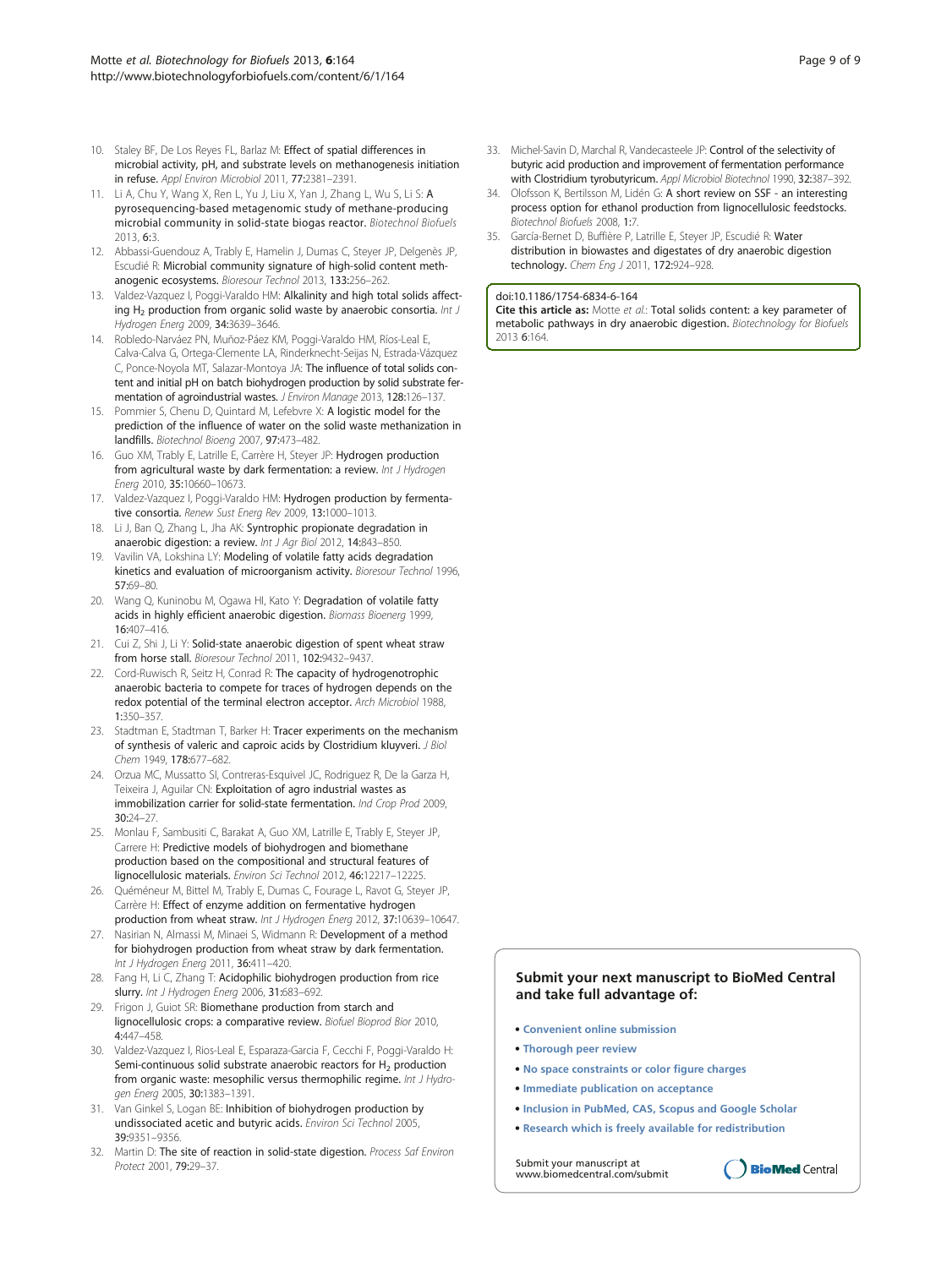10. Staley BF, De Los Reyes FL, Barlaz M: **Effect of spatial differences in microbial activity, pH, and substrate levels on methanogenesis initiation in refuse.** *Appl Environ Microbiol* 2011, **77:**2381–2391.
11. Li A, Chu Y, Wang X, Ren L, Yu J, Liu X, Yan J, Zhang L, Wu S, Li S: **A pyrosequencing-based metagenomic study of methane-producing microbial community in solid-state biogas reactor.** *Biotechnol Biofuels* 2013, **6:**3.
12. Abbassi-Guendouz A, Trably E, Hamelin J, Dumas C, Steyer JP, Delgenès JP, Escudié R: **Microbial community signature of high-solid content methanogenic ecosystems.** *Bioresour Technol* 2013, **133:**256–262.
13. Valdez-Vazquez I, Poggi-Varaldo HM: **Alkalinity and high total solids affecting $H_2$ production from organic solid waste by anaerobic consortia.** *Int J Hydrogen Energ* 2009, **34:**3639–3646.
14. Robledo-Narváez PN, Muñoz-Páez KM, Poggi-Varaldo HM, Ríos-Leal E, Calva-Calva G, Ortega-Clemente LA, Rinderknecht-Seijas N, Estrada-Vázquez C, Ponce-Noyola MT, Salazar-Montoya JA: **The influence of total solids content and initial pH on batch biohydrogen production by solid substrate fermentation of agroindustrial wastes.** *J Environ Manage* 2013, **128:**126–137.
15. Pommier S, Chenu D, Quintard M, Lefebvre X: **A logistic model for the prediction of the influence of water on the solid waste methanization in landfills.** *Biotechnol Bioeng* 2007, **97:**473–482.
16. Guo XM, Trably E, Latrille E, Carrère H, Steyer JP: **Hydrogen production from agricultural waste by dark fermentation: a review.** *Int J Hydrogen Energ* 2010, **35:**10660–10673.
17. Valdez-Vazquez I, Poggi-Varaldo HM: **Hydrogen production by fermentative consortia.** *Renew Sust Energ Rev* 2009, **13:**1000–1013.
18. Li J, Ban Q, Zhang L, Jha AK: **Syntrophic propionate degradation in anaerobic digestion: a review.** *Int J Agr Biol* 2012, **14:**843–850.
19. Vavilin VA, Lokshina LY: **Modeling of volatile fatty acids degradation kinetics and evaluation of microorganism activity.** *Bioresour Technol* 1996, **57:**69–80.
20. Wang Q, Kuninobu M, Ogawa HI, Kato Y: **Degradation of volatile fatty acids in highly efficient anaerobic digestion.** *Biomass Bioenerg* 1999, **16:**407–416.
21. Cui Z, Shi J, Li Y: **Solid-state anaerobic digestion of spent wheat straw from horse stall.** *Bioresour Technol* 2011, **102:**9432–9437.
22. Cord-Ruwisch R, Seitz H, Conrad R: **The capacity of hydrogenotrophic anaerobic bacteria to compete for traces of hydrogen depends on the redox potential of the terminal electron acceptor.** *Arch Microbiol* 1988, **1:**350–357.
23. Stadtman E, Stadtman T, Barker H: **Tracer experiments on the mechanism of synthesis of valeric and caproic acids by Clostridium kluyveri.** *J Biol Chem* 1949, **178:**677–682.
24. Orzua MC, Mussatto SI, Contreras-Esquivel JC, Rodriguez R, De la Garza H, Teixeira J, Aguilar CN: **Exploitation of agro industrial wastes as immobilization carrier for solid-state fermentation.** *Ind Crop Prod* 2009, **30:**24–27.
25. Monlau F, Sambusiti C, Barakat A, Guo XM, Latrille E, Trably E, Steyer JP, Carrere H: **Predictive models of biohydrogen and biomethane production based on the compositional and structural features of lignocellulosic materials.** *Environ Sci Technol* 2012, **46:**12217–12225.
26. Quéméneur M, Bittel M, Trably E, Dumas C, Fourage L, Ravot G, Steyer JP, Carrère H: **Effect of enzyme addition on fermentative hydrogen production from wheat straw.** *Int J Hydrogen Energ* 2012, **37:**10639–10647.
27. Nasirian N, Almassi M, Minaei S, Widmann R: **Development of a method for biohydrogen production from wheat straw by dark fermentation.** *Int J Hydrogen Energ* 2011, **36:**411–420.
28. Fang H, Li C, Zhang T: **Acidophilic biohydrogen production from rice slurry.** *Int J Hydrogen Energ* 2006, **31:**683–692.
29. Frigon J, Guiot SR: **Biomethane production from starch and lignocellulosic crops: a comparative review.** *Biofuel Bioprod Bior* 2010, **4:**447–458.
30. Valdez-Vazquez I, Rios-Leal E, Esparaza-Garcia F, Cecchi F, Poggi-Varaldo H: **Semi-continuous solid substrate anaerobic reactors for $H_2$ production from organic waste: mesophilic versus thermophilic regime.** *Int J Hydrogen Energ* 2005, **30:**1383–1391.
31. Van Ginkel S, Logan BE: **Inhibition of biohydrogen production by undissociated acetic and butyric acids.** *Environ Sci Technol* 2005, **39:**9351–9356.
32. Martin D: **The site of reaction in solid-state digestion.** *Process Saf Environ Protect* 2001, **79:**29–37.
33. Michel-Savin D, Marchal R, Vandecasteele JP: **Control of the selectivity of butyric acid production and improvement of fermentation performance with Clostridium tyrobutyricum.** *Appl Microbiol Biotechnol* 1990, **32:**387–392.
34. Olofsson K, Bertilsson M, Lidén G: **A short review on SSF - an interesting process option for ethanol production from lignocellulosic feedstocks.** *Biotechnol Biofuels* 2008, **1:**7.
35. García-Bernet D, Buffière P, Latrille E, Steyer JP, Escudié R: **Water distribution in biowastes and digestates of dry anaerobic digestion technology.** *Chem Eng J* 2011, **172:**924–928.

doi:10.1186/1754-6834-6-164

**Cite this article as:** Motte *et al.*: Total solids content: a key parameter of metabolic pathways in dry anaerobic digestion. *Biotechnology for Biofuels* 2013 **6**:164.

**Submit your next manuscript to BioMed Central and take full advantage of:**

- **Convenient online submission**
- **Thorough peer review**
- **No space constraints or color figure charges**
- **Immediate publication on acceptance**
- **Inclusion in PubMed, CAS, Scopus and Google Scholar**
- **Research which is freely available for redistribution**

Submit your manuscript at www.biomedcentral.com/submit

BioMed Central